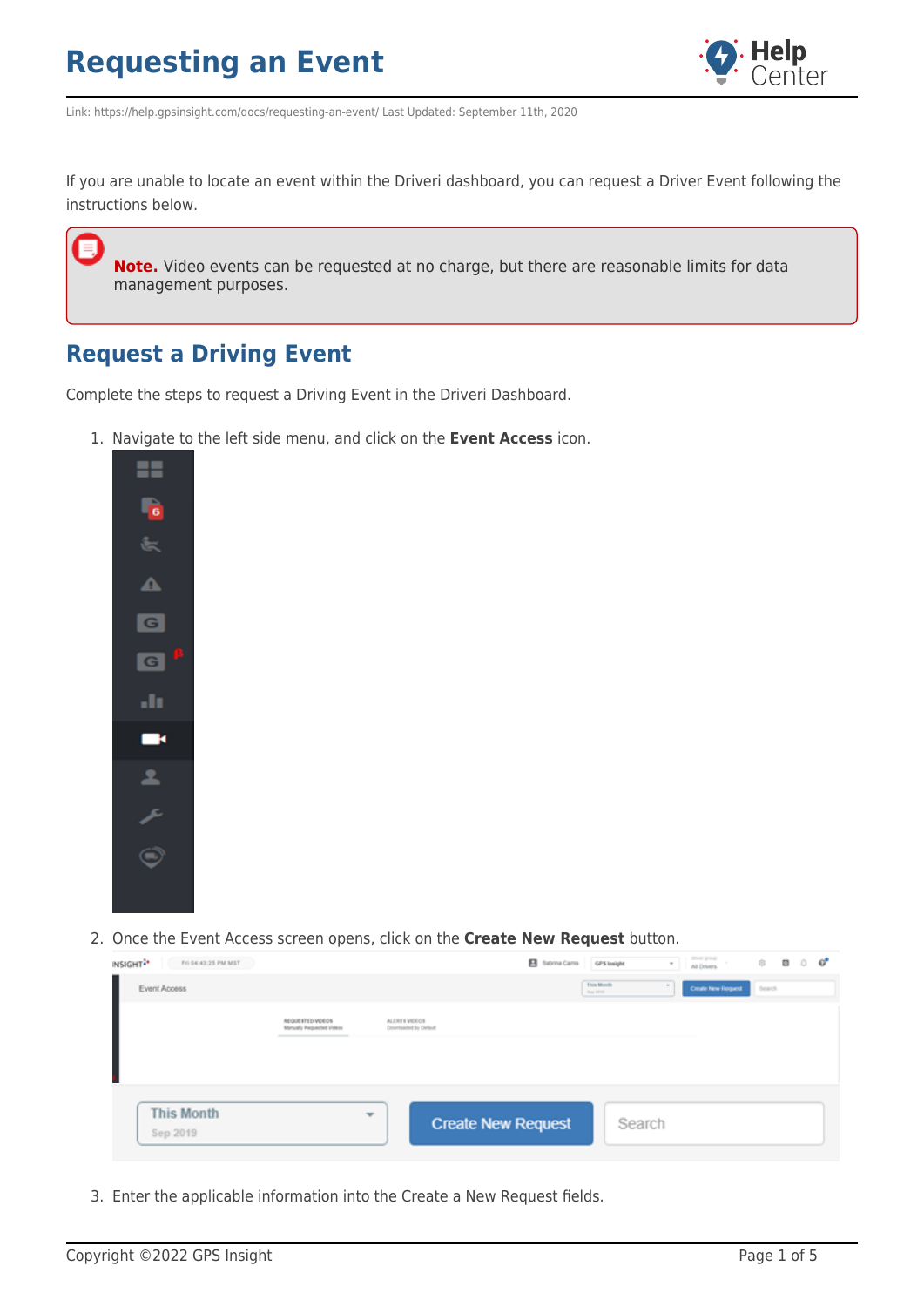# Requesting an Event

Link: https://help.gpsinsight.com/docs/requesting-an-event/ Last Updated: September 11th, 2020

If you are unable to locate an event within the Driveri dashboard, you can request a Driver Event following the instructions below.

> **Note.** Video events can be requested at no charge, but there are reasonable limits for data management purposes.

## Request a Driving Event

Complete the steps to request a Driving Event in the Driveri Dashboard.

1. Navigate to the left side menu, and click on the **Event Access** icon.
2. Once the Event Access screen opens, click on the **Create New Request** button.
3. Enter the applicable information into the Create a New Request fields.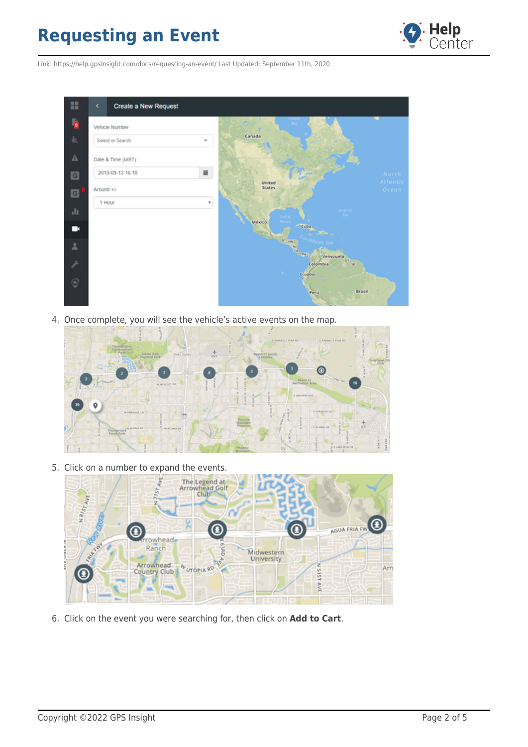4. Once complete, you will see the vehicle's active events on the map.

5. Click on a number to expand the events.

6. Click on the event you were searching for, then click on **Add to Cart**.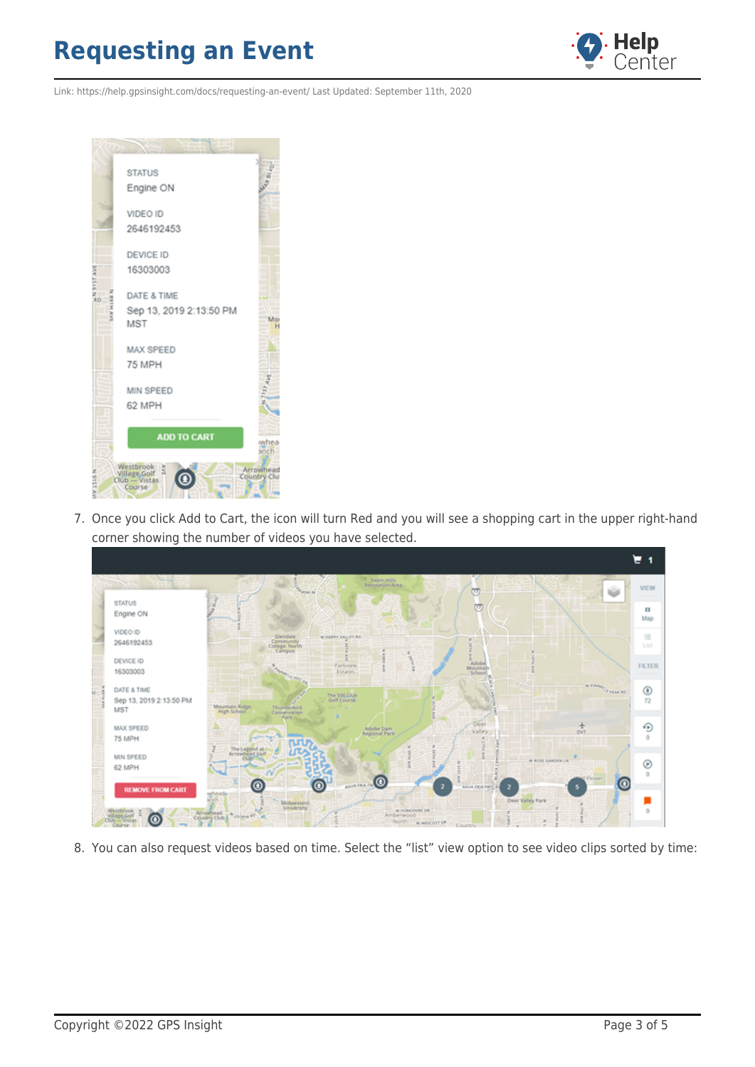7. Once you click Add to Cart, the icon will turn Red and you will see a shopping cart in the upper right-hand corner showing the number of videos you have selected.

8. You can also request videos based on time. Select the "list" view option to see video clips sorted by time: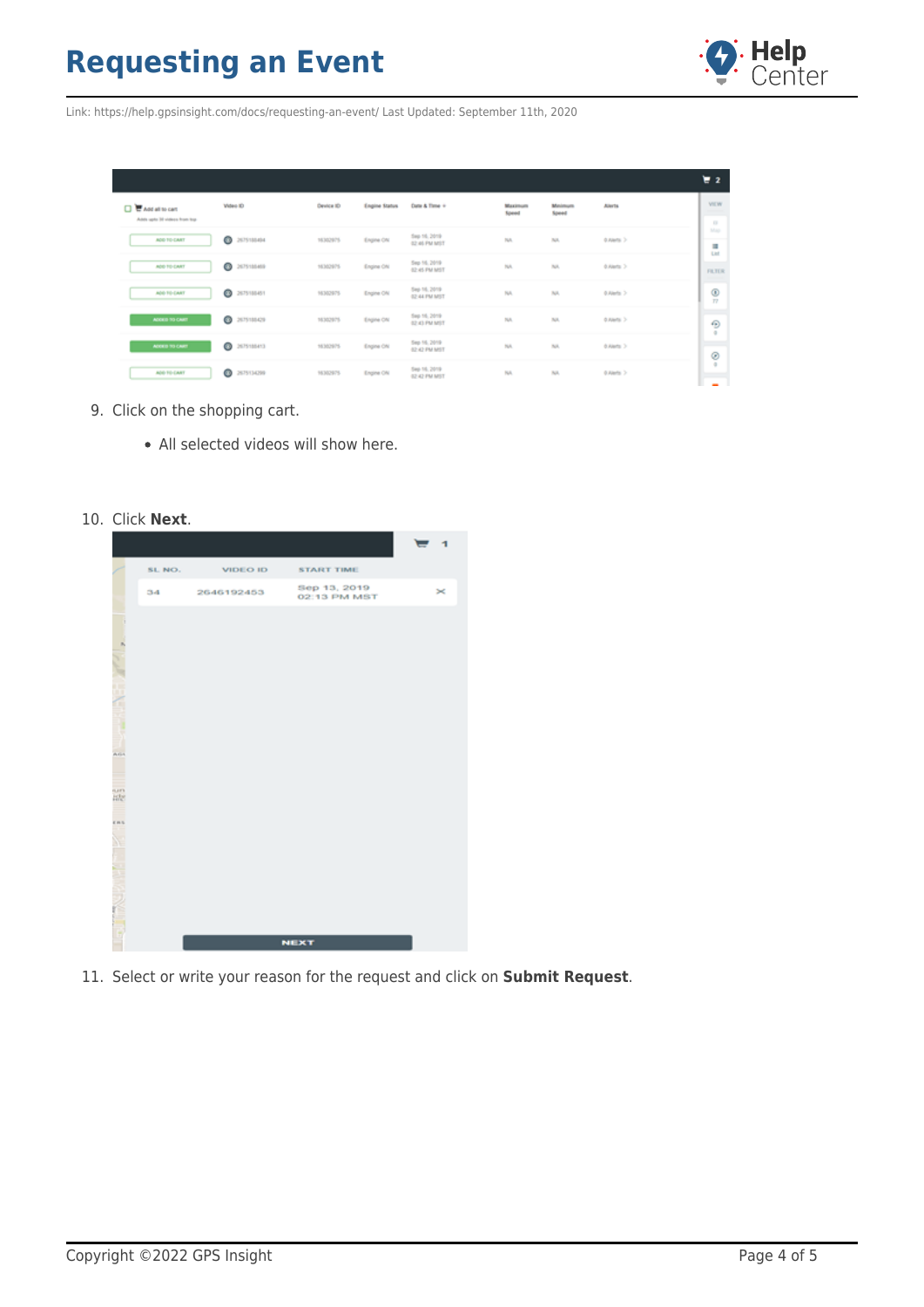9. Click on the shopping cart.
   - All selected videos will show here.

10. Click **Next**.

11. Select or write your reason for the request and click on **Submit Request**.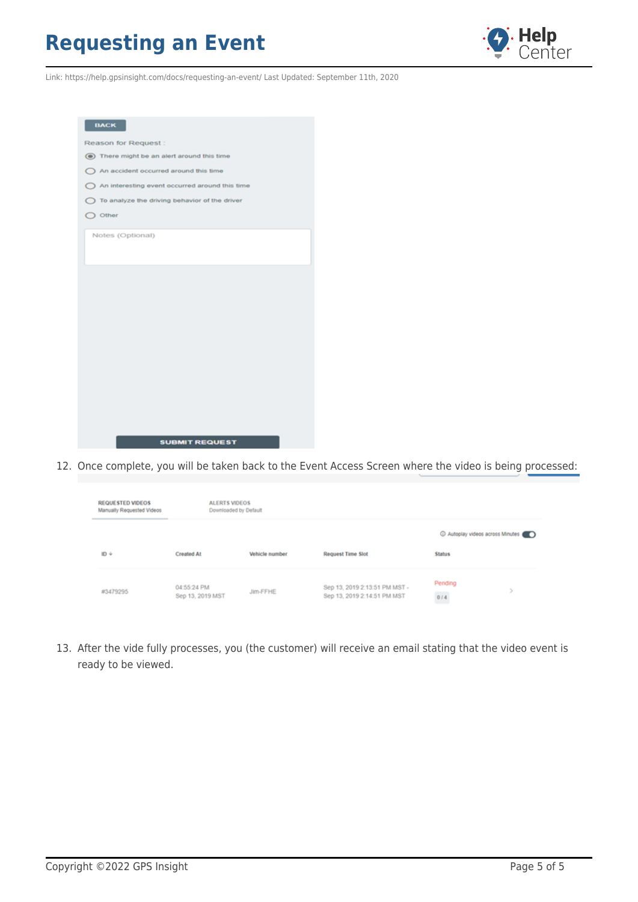BACK

Reason for Request :

- There might be an alert around this time
- An accident occurred around this time
- An interesting event occurred around this time
- To analyze the driving behavior of the driver
- Other

Notes (Optional)

SUBMIT REQUEST

12. Once complete, you will be taken back to the Event Access Screen where the video is being processed:

REQUESTED VIDEOS
Manually Requested Videos

ALERTS VIDEOS
Downloaded by Default

Autoplay videos across Minutes

| ID | Created At | Vehicle number | Request Time Slot | Status |
| --- | --- | --- | --- | --- |
| #3479295 | 04:55:24 PM Sep 13, 2019 MST | Jim-FFHE | Sep 13, 2019 2:13:51 PM MST - Sep 13, 2019 2:14:51 PM MST | Pending 0 / 4 |

13. After the vide fully processes, you (the customer) will receive an email stating that the video event is ready to be viewed.